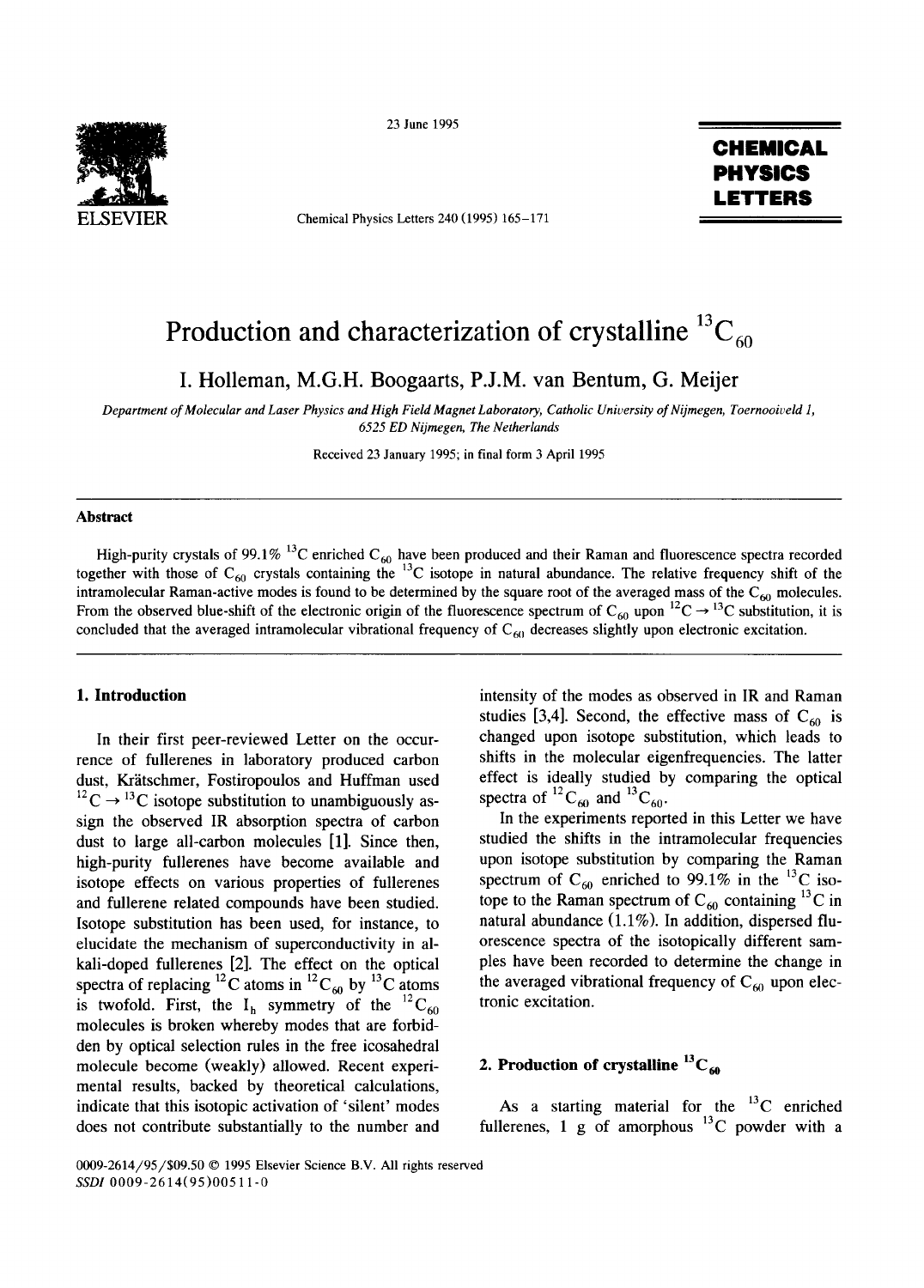# Production and characterization of crystalline $^{13}C_{60}$

I. Holleman, M.G.H. Boogaarts, P.J.M. van Bentum, G. Meijer

*Department of Molecular and Laser Physics and High Field Magnet Laboratory, Catholic University of Nijmegen, Toernooiveld 1, 6525 ED Nijmegen, The Netherlands*

Received 23 January 1995; in final form 3 April 1995

## Abstract

High-purity crystals of 99.1% $^{13}C$ enriched $C_{60}$ have been produced and their Raman and fluorescence spectra recorded together with those of $C_{60}$ crystals containing the $^{13}C$ isotope in natural abundance. The relative frequency shift of the intramolecular Raman-active modes is found to be determined by the square root of the averaged mass of the $C_{60}$ molecules. From the observed blue-shift of the electronic origin of the fluorescence spectrum of $C_{60}$ upon $^{12}C \rightarrow {}^{13}C$ substitution, it is concluded that the averaged intramolecular vibrational frequency of $C_{60}$ decreases slightly upon electronic excitation.

## 1. Introduction

In their first peer-reviewed Letter on the occurrence of fullerenes in laboratory produced carbon dust, Krätschmer, Fostiropoulos and Huffman used $^{12}C \rightarrow {}^{13}C$ isotope substitution to unambiguously assign the observed IR absorption spectra of carbon dust to large all-carbon molecules [1]. Since then, high-purity fullerenes have become available and isotope effects on various properties of fullerenes and fullerene related compounds have been studied. Isotope substitution has been used, for instance, to elucidate the mechanism of superconductivity in alkali-doped fullerenes [2]. The effect on the optical spectra of replacing $^{12}C$ atoms in $^{12}C_{60}$ by $^{13}C$ atoms is twofold. First, the $I_h$ symmetry of the $^{12}C_{60}$ molecules is broken whereby modes that are forbidden by optical selection rules in the free icosahedral molecule become (weakly) allowed. Recent experimental results, backed by theoretical calculations, indicate that this isotopic activation of 'silent' modes does not contribute substantially to the number and intensity of the modes as observed in IR and Raman studies [3,4]. Second, the effective mass of $C_{60}$ is changed upon isotope substitution, which leads to shifts in the molecular eigenfrequencies. The latter effect is ideally studied by comparing the optical spectra of $^{12}C_{60}$ and $^{13}C_{60}$.

In the experiments reported in this Letter we have studied the shifts in the intramolecular frequencies upon isotope substitution by comparing the Raman spectrum of $C_{60}$ enriched to 99.1% in the $^{13}C$ isotope to the Raman spectrum of $C_{60}$ containing $^{13}C$ in natural abundance (1.1%). In addition, dispersed fluorescence spectra of the isotopically different samples have been recorded to determine the change in the averaged vibrational frequency of $C_{60}$ upon electronic excitation.

## 2. Production of crystalline $^{13}C_{60}$

As a starting material for the $^{13}C$ enriched fullerenes, 1 g of amorphous $^{13}C$ powder with a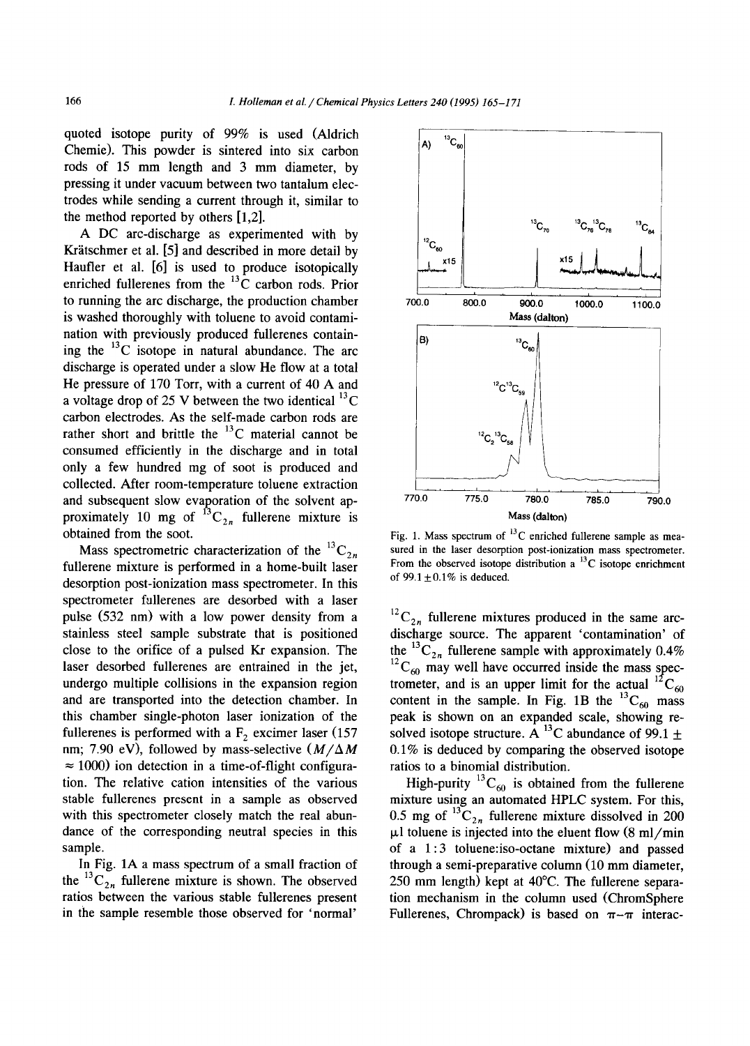quoted isotope purity of 99% is used (Aldrich Chemie). This powder is sintered into six carbon rods of 15 mm length and 3 mm diameter, by pressing it under vacuum between two tantalum electrodes while sending a current through it, similar to the method reported by others [1,2].

A DC arc-discharge as experimented with by Krätschmer et al. [5] and described in more detail by Haufler et al. [6] is used to produce isotopically enriched fullerenes from the $^{13}C$ carbon rods. Prior to running the arc discharge, the production chamber is washed thoroughly with toluene to avoid contamination with previously produced fullerenes containing the $^{13}C$ isotope in natural abundance. The arc discharge is operated under a slow He flow at a total He pressure of 170 Torr, with a current of 40 A and a voltage drop of 25 V between the two identical $^{13}C$ carbon electrodes. As the self-made carbon rods are rather short and brittle the $^{13}C$ material cannot be consumed efficiently in the discharge and in total only a few hundred mg of soot is produced and collected. After room-temperature toluene extraction and subsequent slow evaporation of the solvent approximately 10 mg of $^{13}C_{2n}$ fullerene mixture is obtained from the soot.

Mass spectrometric characterization of the $^{13}C_{2n}$ fullerene mixture is performed in a home-built laser desorption post-ionization mass spectrometer. In this spectrometer fullerenes are desorbed with a laser pulse (532 nm) with a low power density from a stainless steel sample substrate that is positioned close to the orifice of a pulsed Kr expansion. The laser desorbed fullerenes are entrained in the jet, undergo multiple collisions in the expansion region and are transported into the detection chamber. In this chamber single-photon laser ionization of the fullerenes is performed with a $F_2$ excimer laser (157 nm; 7.90 eV), followed by mass-selective ($M/\Delta M \approx 1000$) ion detection in a time-of-flight configuration. The relative cation intensities of the various stable fullerenes present in a sample as observed with this spectrometer closely match the real abundance of the corresponding neutral species in this sample.

In Fig. 1A a mass spectrum of a small fraction of the $^{13}C_{2n}$ fullerene mixture is shown. The observed ratios between the various stable fullerenes present in the sample resemble those observed for 'normal'

Fig. 1. Mass spectrum of $^{13}C$ enriched fullerene sample as measured in the laser desorption post-ionization mass spectrometer. From the observed isotope distribution a $^{13}C$ isotope enrichment of 99.1 ± 0.1% is deduced.

$^{12}C_{2n}$ fullerene mixtures produced in the same arc-discharge source. The apparent 'contamination' of the $^{13}C_{2n}$ fullerene sample with approximately 0.4% $^{12}C_{60}$ may well have occurred inside the mass spectrometer, and is an upper limit for the actual $^{12}C_{60}$ content in the sample. In Fig. 1B the $^{13}C_{60}$ mass peak is shown on an expanded scale, showing resolved isotope structure. A $^{13}C$ abundance of 99.1 ± 0.1% is deduced by comparing the observed isotope ratios to a binomial distribution.

High-purity $^{13}C_{60}$ is obtained from the fullerene mixture using an automated HPLC system. For this, 0.5 mg of $^{13}C_{2n}$ fullerene mixture dissolved in 200 μl toluene is injected into the eluent flow (8 ml/min of a 1:3 toluene:iso-octane mixture) and passed through a semi-preparative column (10 mm diameter, 250 mm length) kept at 40°C. The fullerene separation mechanism in the column used (ChromSphere Fullerenes, Chrompack) is based on π–π interac-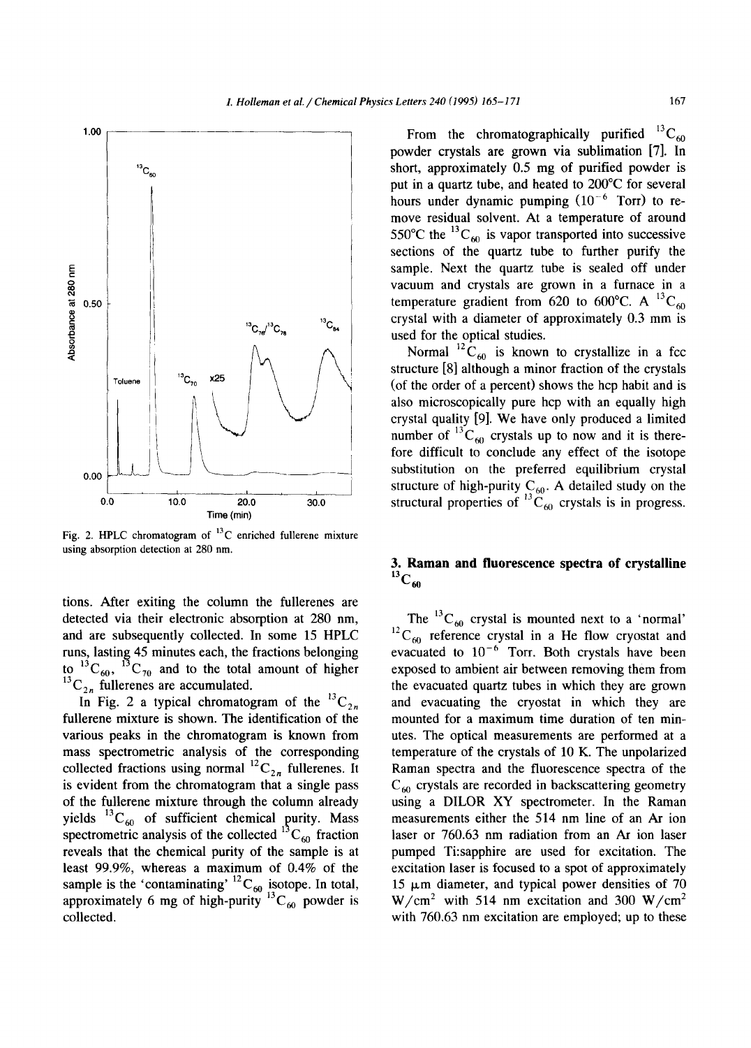Fig. 2. HPLC chromatogram of $^{13}C$ enriched fullerene mixture using absorption detection at 280 nm.

tions. After exiting the column the fullerenes are detected via their electronic absorption at 280 nm, and are subsequently collected. In some 15 HPLC runs, lasting 45 minutes each, the fractions belonging to $^{13}C_{60}$, $^{13}C_{70}$ and to the total amount of higher $^{13}C_{2n}$ fullerenes are accumulated.

In Fig. 2 a typical chromatogram of the $^{13}C_{2n}$ fullerene mixture is shown. The identification of the various peaks in the chromatogram is known from mass spectrometric analysis of the corresponding collected fractions using normal $^{12}C_{2n}$ fullerenes. It is evident from the chromatogram that a single pass of the fullerene mixture through the column already yields $^{13}C_{60}$ of sufficient chemical purity. Mass spectrometric analysis of the collected $^{13}C_{60}$ fraction reveals that the chemical purity of the sample is at least 99.9%, whereas a maximum of 0.4% of the sample is the 'contaminating' $^{12}C_{60}$ isotope. In total, approximately 6 mg of high-purity $^{13}C_{60}$ powder is collected.

From the chromatographically purified $^{13}C_{60}$ powder crystals are grown via sublimation [7]. In short, approximately 0.5 mg of purified powder is put in a quartz tube, and heated to 200°C for several hours under dynamic pumping ($10^{-6}$ Torr) to remove residual solvent. At a temperature of around 550°C the $^{13}C_{60}$ is vapor transported into successive sections of the quartz tube to further purify the sample. Next the quartz tube is sealed off under vacuum and crystals are grown in a furnace in a temperature gradient from 620 to 600°C. A $^{13}C_{60}$ crystal with a diameter of approximately 0.3 mm is used for the optical studies.

Normal $^{12}C_{60}$ is known to crystallize in a fcc structure [8] although a minor fraction of the crystals (of the order of a percent) shows the hcp habit and is also microscopically pure hcp with an equally high crystal quality [9]. We have only produced a limited number of $^{13}C_{60}$ crystals up to now and it is therefore difficult to conclude any effect of the isotope substitution on the preferred equilibrium crystal structure of high-purity $C_{60}$. A detailed study on the structural properties of $^{13}C_{60}$ crystals is in progress.

## 3. Raman and fluorescence spectra of crystalline $^{13}C_{60}$

The $^{13}C_{60}$ crystal is mounted next to a 'normal' $^{12}C_{60}$ reference crystal in a He flow cryostat and evacuated to $10^{-6}$ Torr. Both crystals have been exposed to ambient air between removing them from the evacuated quartz tubes in which they are grown and evacuating the cryostat in which they are mounted for a maximum time duration of ten minutes. The optical measurements are performed at a temperature of the crystals of 10 K. The unpolarized Raman spectra and the fluorescence spectra of the $C_{60}$ crystals are recorded in backscattering geometry using a DILOR XY spectrometer. In the Raman measurements either the 514 nm line of an Ar ion laser or 760.63 nm radiation from an Ar ion laser pumped Ti:sapphire are used for excitation. The excitation laser is focused to a spot of approximately 15 μm diameter, and typical power densities of 70 $W/cm^2$ with 514 nm excitation and 300 $W/cm^2$ with 760.63 nm excitation are employed; up to these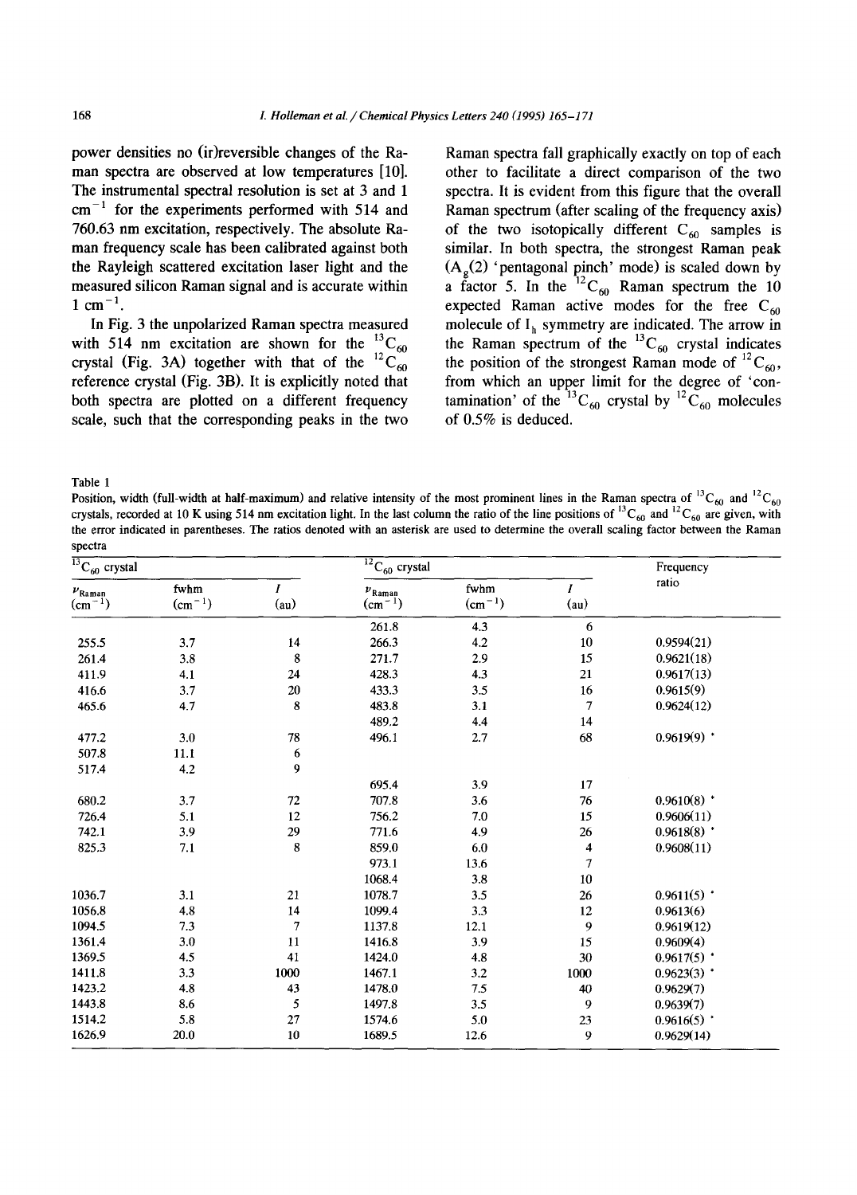power densities no (ir)reversible changes of the Raman spectra are observed at low temperatures [10]. The instrumental spectral resolution is set at 3 and 1 $cm^{-1}$ for the experiments performed with 514 and 760.63 nm excitation, respectively. The absolute Raman frequency scale has been calibrated against both the Rayleigh scattered excitation laser light and the measured silicon Raman signal and is accurate within 1 $cm^{-1}$.

In Fig. 3 the unpolarized Raman spectra measured with 514 nm excitation are shown for the $^{13}C_{60}$ crystal (Fig. 3A) together with that of the $^{12}C_{60}$ reference crystal (Fig. 3B). It is explicitly noted that both spectra are plotted on a different frequency scale, such that the corresponding peaks in the two Raman spectra fall graphically exactly on top of each other to facilitate a direct comparison of the two spectra. It is evident from this figure that the overall Raman spectrum (after scaling of the frequency axis) of the two isotopically different $C_{60}$ samples is similar. In both spectra, the strongest Raman peak ($A_g(2)$ 'pentagonal pinch' mode) is scaled down by a factor 5. In the $^{12}C_{60}$ Raman spectrum the 10 expected Raman active modes for the free $C_{60}$ molecule of $I_h$ symmetry are indicated. The arrow in the Raman spectrum of the $^{13}C_{60}$ crystal indicates the position of the strongest Raman mode of $^{12}C_{60}$, from which an upper limit for the degree of 'contamination' of the $^{13}C_{60}$ crystal by $^{12}C_{60}$ molecules of 0.5% is deduced.

Table 1
Position, width (full-width at half-maximum) and relative intensity of the most prominent lines in the Raman spectra of $^{13}C_{60}$ and $^{12}C_{60}$ crystals, recorded at 10 K using 514 nm excitation light. In the last column the ratio of the line positions of $^{13}C_{60}$ and $^{12}C_{60}$ are given, with the error indicated in parentheses. The ratios denoted with an asterisk are used to determine the overall scaling factor between the Raman spectra

| $^{13}C_{60}$ crystal | | | $^{12}C_{60}$ crystal | | | Frequency ratio |
|---|---|---|---|---|---|---|
| $\nu_{Raman}$ ($cm^{-1}$) | fwhm ($cm^{-1}$) | $I$ (au) | $\nu_{Raman}$ ($cm^{-1}$) | fwhm ($cm^{-1}$) | $I$ (au) | |
| | | | 261.8 | 4.3 | 6 | |
| 255.5 | 3.7 | 14 | 266.3 | 4.2 | 10 | 0.9594(21) |
| 261.4 | 3.8 | 8 | 271.7 | 2.9 | 15 | 0.9621(18) |
| 411.9 | 4.1 | 24 | 428.3 | 4.3 | 21 | 0.9617(13) |
| 416.6 | 3.7 | 20 | 433.3 | 3.5 | 16 | 0.9615(9) |
| 465.6 | 4.7 | 8 | 483.8 | 3.1 | 7 | 0.9624(12) |
| | | | 489.2 | 4.4 | 14 | |
| 477.2 | 3.0 | 78 | 496.1 | 2.7 | 68 | 0.9619(9) * |
| 507.8 | 11.1 | 6 | | | | |
| 517.4 | 4.2 | 9 | | | | |
| | | | 695.4 | 3.9 | 17 | |
| 680.2 | 3.7 | 72 | 707.8 | 3.6 | 76 | 0.9610(8) * |
| 726.4 | 5.1 | 12 | 756.2 | 7.0 | 15 | 0.9606(11) |
| 742.1 | 3.9 | 29 | 771.6 | 4.9 | 26 | 0.9618(8) * |
| 825.3 | 7.1 | 8 | 859.0 | 6.0 | 4 | 0.9608(11) |
| | | | 973.1 | 13.6 | 7 | |
| | | | 1068.4 | 3.8 | 10 | |
| 1036.7 | 3.1 | 21 | 1078.7 | 3.5 | 26 | 0.9611(5) * |
| 1056.8 | 4.8 | 14 | 1099.4 | 3.3 | 12 | 0.9613(6) |
| 1094.5 | 7.3 | 7 | 1137.8 | 12.1 | 9 | 0.9619(12) |
| 1361.4 | 3.0 | 11 | 1416.8 | 3.9 | 15 | 0.9609(4) |
| 1369.5 | 4.5 | 41 | 1424.0 | 4.8 | 30 | 0.9617(5) * |
| 1411.8 | 3.3 | 1000 | 1467.1 | 3.2 | 1000 | 0.9623(3) * |
| 1423.2 | 4.8 | 43 | 1478.0 | 7.5 | 40 | 0.9629(7) |
| 1443.8 | 8.6 | 5 | 1497.8 | 3.5 | 9 | 0.9639(7) |
| 1514.2 | 5.8 | 27 | 1574.6 | 5.0 | 23 | 0.9616(5) * |
| 1626.9 | 20.0 | 10 | 1689.5 | 12.6 | 9 | 0.9629(14) |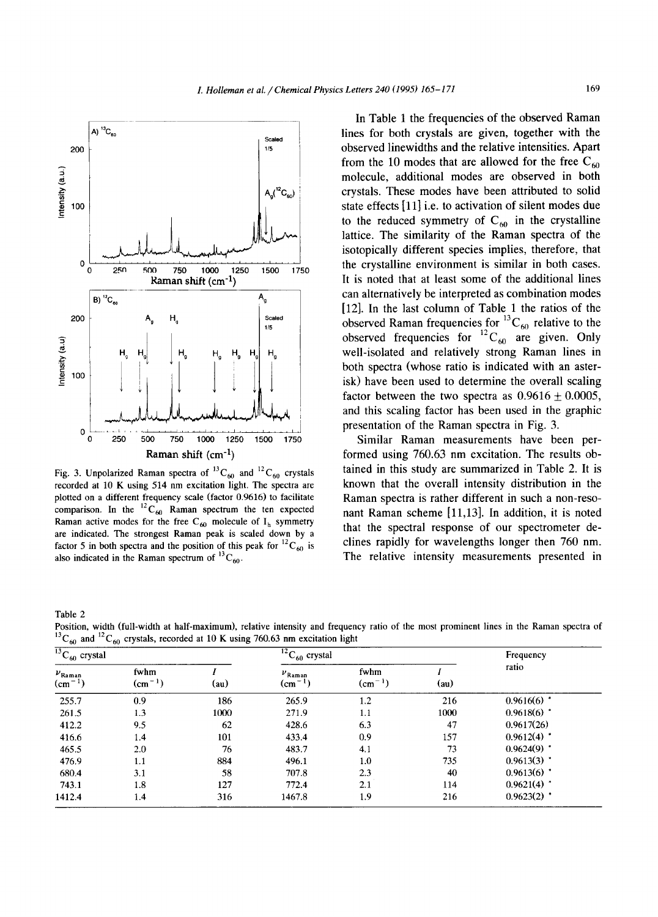Fig. 3. Unpolarized Raman spectra of $^{13}C_{60}$ and $^{12}C_{60}$ crystals recorded at 10 K using 514 nm excitation light. The spectra are plotted on a different frequency scale (factor 0.9616) to facilitate comparison. In the $^{12}C_{60}$ Raman spectrum the ten expected Raman active modes for the free $C_{60}$ molecule of $I_h$ symmetry are indicated. The strongest Raman peak is scaled down by a factor 5 in both spectra and the position of this peak for $^{12}C_{60}$ is also indicated in the Raman spectrum of $^{13}C_{60}$.

In Table 1 the frequencies of the observed Raman lines for both crystals are given, together with the observed linewidths and the relative intensities. Apart from the 10 modes that are allowed for the free $C_{60}$ molecule, additional modes are observed in both crystals. These modes have been attributed to solid state effects [11] i.e. to activation of silent modes due to the reduced symmetry of $C_{60}$ in the crystalline lattice. The similarity of the Raman spectra of the isotopically different species implies, therefore, that the crystalline environment is similar in both cases. It is noted that at least some of the additional lines can alternatively be interpreted as combination modes [12]. In the last column of Table 1 the ratios of the observed Raman frequencies for $^{13}C_{60}$ relative to the observed frequencies for $^{12}C_{60}$ are given. Only well-isolated and relatively strong Raman lines in both spectra (whose ratio is indicated with an asterisk) have been used to determine the overall scaling factor between the two spectra as $0.9616 \pm 0.0005$, and this scaling factor has been used in the graphic presentation of the Raman spectra in Fig. 3.

Similar Raman measurements have been performed using 760.63 nm excitation. The results obtained in this study are summarized in Table 2. It is known that the overall intensity distribution in the Raman spectra is rather different in such a non-resonant Raman scheme [11,13]. In addition, it is noted that the spectral response of our spectrometer declines rapidly for wavelengths longer then 760 nm. The relative intensity measurements presented in

Table 2
Position, width (full-width at half-maximum), relative intensity and frequency ratio of the most prominent lines in the Raman spectra of $^{13}C_{60}$ and $^{12}C_{60}$ crystals, recorded at 10 K using 760.63 nm excitation light

| $^{13}C_{60}$ crystal | | | $^{12}C_{60}$ crystal | | | Frequency ratio |
|---|---|---|---|---|---|---|
| $\nu_{Raman}$ ($cm^{-1}$) | fwhm ($cm^{-1}$) | $I$ (au) | $\nu_{Raman}$ ($cm^{-1}$) | fwhm ($cm^{-1}$) | $I$ (au) | |
| 255.7 | 0.9 | 186 | 265.9 | 1.2 | 216 | 0.9616(6) * |
| 261.5 | 1.3 | 1000 | 271.9 | 1.1 | 1000 | 0.9618(6) * |
| 412.2 | 9.5 | 62 | 428.6 | 6.3 | 47 | 0.9617(26) |
| 416.6 | 1.4 | 101 | 433.4 | 0.9 | 157 | 0.9612(4) * |
| 465.5 | 2.0 | 76 | 483.7 | 4.1 | 73 | 0.9624(9) * |
| 476.9 | 1.1 | 884 | 496.1 | 1.0 | 735 | 0.9613(3) * |
| 680.4 | 3.1 | 58 | 707.8 | 2.3 | 40 | 0.9613(6) * |
| 743.1 | 1.8 | 127 | 772.4 | 2.1 | 114 | 0.9621(4) * |
| 1412.4 | 1.4 | 316 | 1467.8 | 1.9 | 216 | 0.9623(2) * |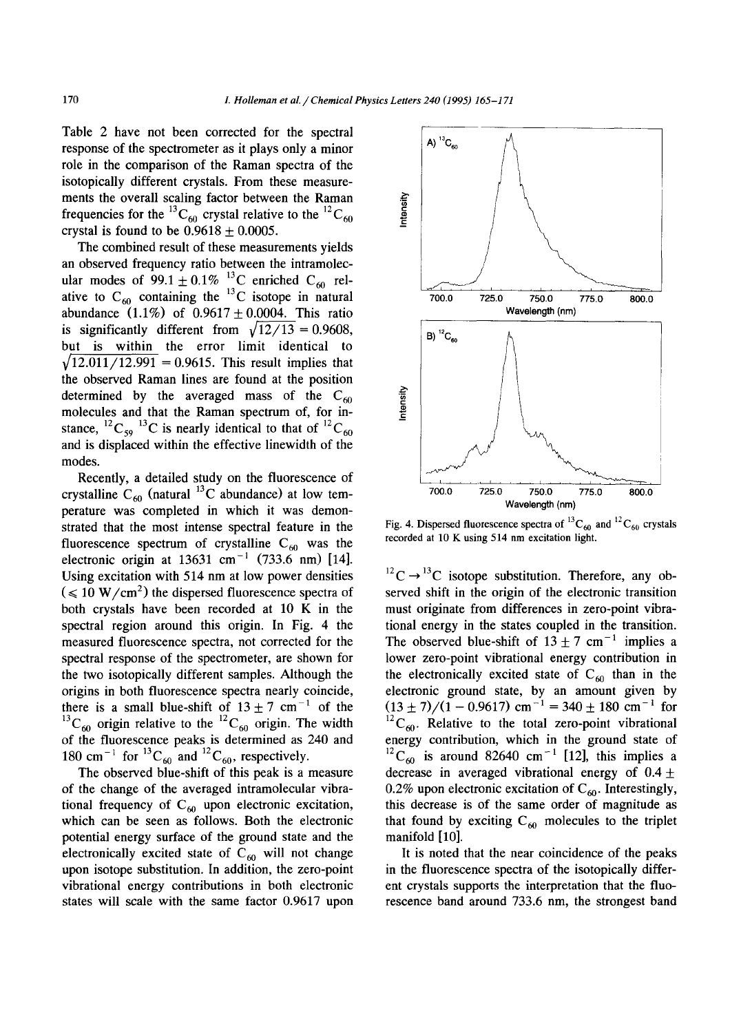Table 2 have not been corrected for the spectral response of the spectrometer as it plays only a minor role in the comparison of the Raman spectra of the isotopically different crystals. From these measurements the overall scaling factor between the Raman frequencies for the $^{13}C_{60}$ crystal relative to the $^{12}C_{60}$ crystal is found to be $0.9618 \pm 0.0005$.

The combined result of these measurements yields an observed frequency ratio between the intramolecular modes of $99.1 \pm 0.1\%$ $^{13}C$ enriched $C_{60}$ relative to $C_{60}$ containing the $^{13}C$ isotope in natural abundance (1.1%) of $0.9617 \pm 0.0004$. This ratio is significantly different from $\sqrt{12/13} = 0.9608$, but is within the error limit identical to $\sqrt{12.011/12.991} = 0.9615$. This result implies that the observed Raman lines are found at the position determined by the averaged mass of the $C_{60}$ molecules and that the Raman spectrum of, for instance, $^{12}C_{59}\,^{13}C$ is nearly identical to that of $^{12}C_{60}$ and is displaced within the effective linewidth of the modes.

Recently, a detailed study on the fluorescence of crystalline $C_{60}$ (natural $^{13}C$ abundance) at low temperature was completed in which it was demonstrated that the most intense spectral feature in the fluorescence spectrum of crystalline $C_{60}$ was the electronic origin at 13631 $cm^{-1}$ (733.6 nm) [14]. Using excitation with 514 nm at low power densities ($\leqslant 10$ $W/cm^2$) the dispersed fluorescence spectra of both crystals have been recorded at 10 K in the spectral region around this origin. In Fig. 4 the measured fluorescence spectra, not corrected for the spectral response of the spectrometer, are shown for the two isotopically different samples. Although the origins in both fluorescence spectra nearly coincide, there is a small blue-shift of $13 \pm 7$ $cm^{-1}$ of the $^{13}C_{60}$ origin relative to the $^{12}C_{60}$ origin. The width of the fluorescence peaks is determined as 240 and 180 $cm^{-1}$ for $^{13}C_{60}$ and $^{12}C_{60}$, respectively.

The observed blue-shift of this peak is a measure of the change of the averaged intramolecular vibrational frequency of $C_{60}$ upon electronic excitation, which can be seen as follows. Both the electronic potential energy surface of the ground state and the electronically excited state of $C_{60}$ will not change upon isotope substitution. In addition, the zero-point vibrational energy contributions in both electronic states will scale with the same factor 0.9617 upon $^{12}C \rightarrow {}^{13}C$ isotope substitution. Therefore, any observed shift in the origin of the electronic transition must originate from differences in zero-point vibrational energy in the states coupled in the transition. The observed blue-shift of $13 \pm 7$ $cm^{-1}$ implies a lower zero-point vibrational energy contribution in the electronically excited state of $C_{60}$ than in the electronic ground state, by an amount given by $(13 \pm 7)/(1 - 0.9617)$ $cm^{-1} = 340 \pm 180$ $cm^{-1}$ for $^{12}C_{60}$. Relative to the total zero-point vibrational energy contribution, which in the ground state of $^{12}C_{60}$ is around 82640 $cm^{-1}$ [12], this implies a decrease in averaged vibrational energy of $0.4 \pm 0.2\%$ upon electronic excitation of $C_{60}$. Interestingly, this decrease is of the same order of magnitude as that found by exciting $C_{60}$ molecules to the triplet manifold [10].

Fig. 4. Dispersed fluorescence spectra of $^{13}C_{60}$ and $^{12}C_{60}$ crystals recorded at 10 K using 514 nm excitation light.

It is noted that the near coincidence of the peaks in the fluorescence spectra of the isotopically different crystals supports the interpretation that the fluorescence band around 733.6 nm, the strongest band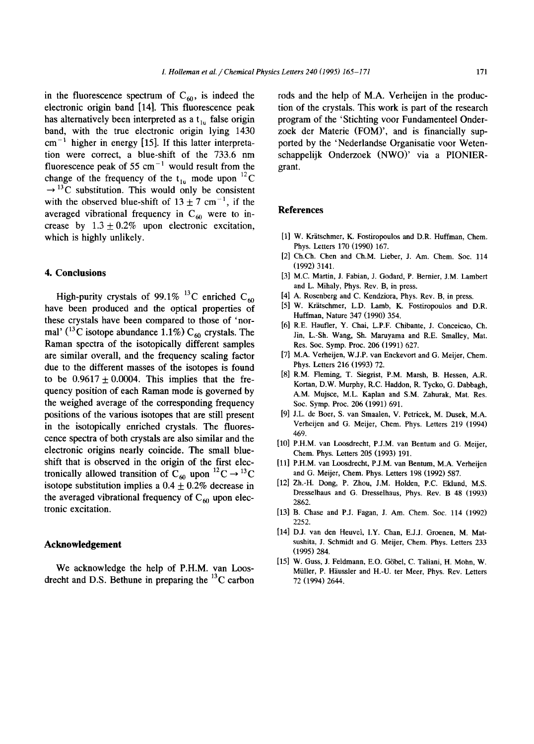in the fluorescence spectrum of $C_{60}$, is indeed the electronic origin band [14]. This fluorescence peak has alternatively been interpreted as a $t_{1u}$ false origin band, with the true electronic origin lying 1430 $cm^{-1}$ higher in energy [15]. If this latter interpretation were correct, a blue-shift of the 733.6 nm fluorescence peak of 55 $cm^{-1}$ would result from the change of the frequency of the $t_{1u}$ mode upon $^{12}C \rightarrow {}^{13}C$ substitution. This would only be consistent with the observed blue-shift of $13 \pm 7$ $cm^{-1}$, if the averaged vibrational frequency in $C_{60}$ were to increase by $1.3 \pm 0.2\%$ upon electronic excitation, which is highly unlikely.

## 4. Conclusions

High-purity crystals of 99.1% $^{13}C$ enriched $C_{60}$ have been produced and the optical properties of these crystals have been compared to those of 'normal' ($^{13}C$ isotope abundance 1.1%) $C_{60}$ crystals. The Raman spectra of the isotopically different samples are similar overall, and the frequency scaling factor due to the different masses of the isotopes is found to be $0.9617 \pm 0.0004$. This implies that the frequency position of each Raman mode is governed by the weighed average of the corresponding frequency positions of the various isotopes that are still present in the isotopically enriched crystals. The fluorescence spectra of both crystals are also similar and the electronic origins nearly coincide. The small blue-shift that is observed in the origin of the first electronically allowed transition of $C_{60}$ upon $^{12}C \rightarrow {}^{13}C$ isotope substitution implies a $0.4 \pm 0.2\%$ decrease in the averaged vibrational frequency of $C_{60}$ upon electronic excitation.

## Acknowledgement

We acknowledge the help of P.H.M. van Loosdrecht and D.S. Bethune in preparing the $^{13}C$ carbon rods and the help of M.A. Verheijen in the production of the crystals. This work is part of the research program of the 'Stichting voor Fundamenteel Onderzoek der Materie (FOM)', and is financially supported by the 'Nederlandse Organisatie voor Wetenschappelijk Onderzoek (NWO)' via a PIONIER-grant.

## References

[1] W. Krätschmer, K. Fostiropoulos and D.R. Huffman, Chem. Phys. Letters 170 (1990) 167.

[2] Ch.Ch. Chen and Ch.M. Lieber, J. Am. Chem. Soc. 114 (1992) 3141.

[3] M.C. Martin, J. Fabian, J. Godard, P. Bernier, J.M. Lambert and L. Mihaly, Phys. Rev. B, in press.

[4] A. Rosenberg and C. Kendziora, Phys. Rev. B, in press.

[5] W. Krätschmer, L.D. Lamb, K. Fostiropoulos and D.R. Huffman, Nature 347 (1990) 354.

[6] R.E. Haufler, Y. Chai, L.P.F. Chibante, J. Conceicao, Ch. Jin, L.-Sh. Wang, Sh. Maruyama and R.E. Smalley, Mat. Res. Soc. Symp. Proc. 206 (1991) 627.

[7] M.A. Verheijen, W.J.P. van Enckevort and G. Meijer, Chem. Phys. Letters 216 (1993) 72.

[8] R.M. Fleming, T. Siegrist, P.M. Marsh, B. Hessen, A.R. Kortan, D.W. Murphy, R.C. Haddon, R. Tycko, G. Dabbagh, A.M. Mujsce, M.L. Kaplan and S.M. Zahurak, Mat. Res. Soc. Symp. Proc. 206 (1991) 691.

[9] J.L. de Boer, S. van Smaalen, V. Petricek, M. Dusek, M.A. Verheijen and G. Meijer, Chem. Phys. Letters 219 (1994) 469.

[10] P.H.M. van Loosdrecht, P.J.M. van Bentum and G. Meijer, Chem. Phys. Letters 205 (1993) 191.

[11] P.H.M. van Loosdrecht, P.J.M. van Bentum, M.A. Verheijen and G. Meijer, Chem. Phys. Letters 198 (1992) 587.

[12] Zh.-H. Dong, P. Zhou, J.M. Holden, P.C. Eklund, M.S. Dresselhaus and G. Dresselhaus, Phys. Rev. B 48 (1993) 2862.

[13] B. Chase and P.J. Fagan, J. Am. Chem. Soc. 114 (1992) 2252.

[14] D.J. van den Heuvel, I.Y. Chan, E.J.J. Groenen, M. Matsushita, J. Schmidt and G. Meijer, Chem. Phys. Letters 233 (1995) 284.

[15] W. Guss, J. Feldmann, E.O. Göbel, C. Taliani, H. Mohn, W. Müller, P. Häussler and H.-U. ter Meer, Phys. Rev. Letters 72 (1994) 2644.